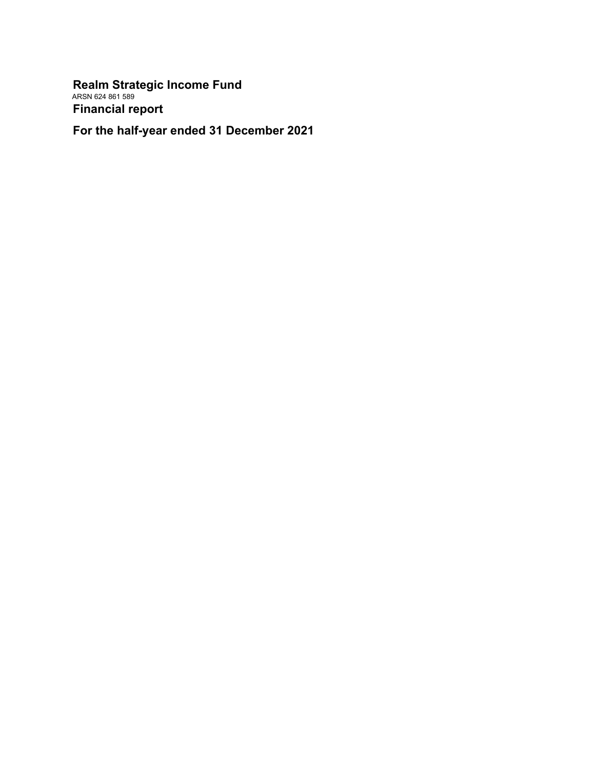# Realm Strategic Income Fund

ARSN 624 861 589

## Financial report

## For the half-year ended 31 December 2021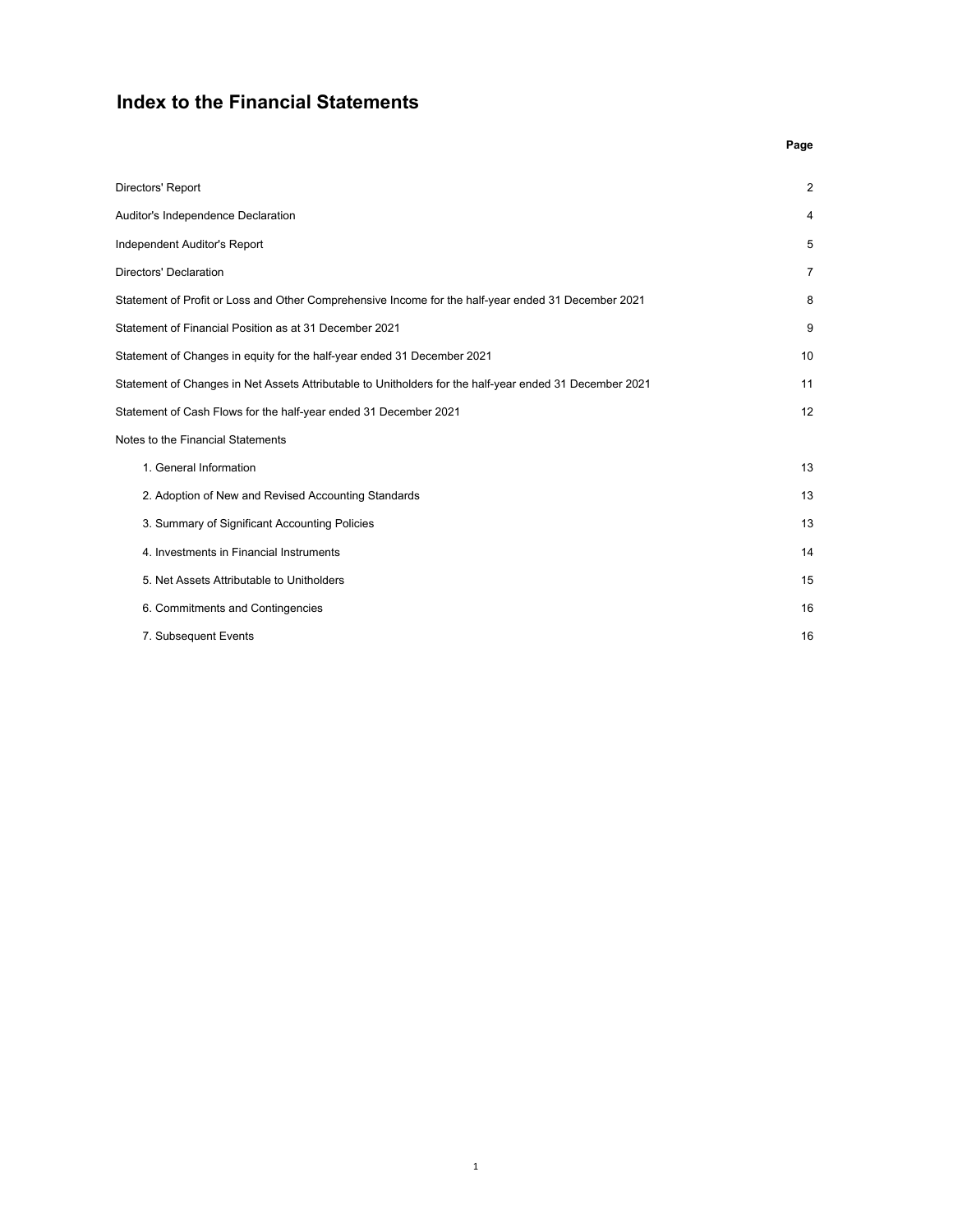# Index to the Financial Statements

| | Page |
|---|---|
| Directors' Report | 2 |
| Auditor's Independence Declaration | 4 |
| Independent Auditor's Report | 5 |
| Directors' Declaration | 7 |
| Statement of Profit or Loss and Other Comprehensive Income for the half-year ended 31 December 2021 | 8 |
| Statement of Financial Position as at 31 December 2021 | 9 |
| Statement of Changes in equity for the half-year ended 31 December 2021 | 10 |
| Statement of Changes in Net Assets Attributable to Unitholders for the half-year ended 31 December 2021 | 11 |
| Statement of Cash Flows for the half-year ended 31 December 2021 | 12 |
| Notes to the Financial Statements | |
| 1. General Information | 13 |
| 2. Adoption of New and Revised Accounting Standards | 13 |
| 3. Summary of Significant Accounting Policies | 13 |
| 4. Investments in Financial Instruments | 14 |
| 5. Net Assets Attributable to Unitholders | 15 |
| 6. Commitments and Contingencies | 16 |
| 7. Subsequent Events | 16 |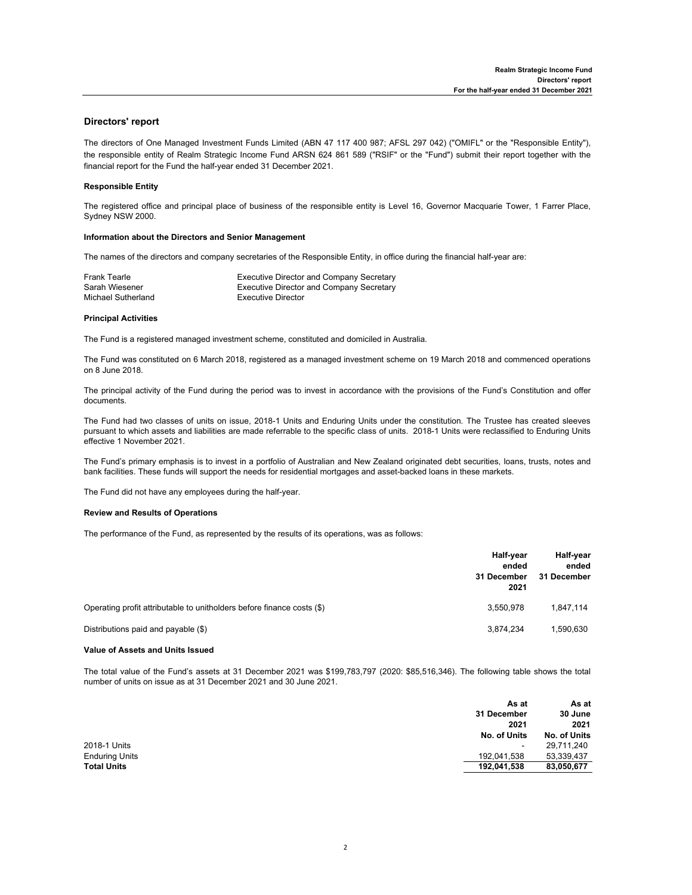## Directors' report

The directors of One Managed Investment Funds Limited (ABN 47 117 400 987; AFSL 297 042) ("OMIFL" or the "Responsible Entity"), the responsible entity of Realm Strategic Income Fund ARSN 624 861 589 ("RSIF" or the "Fund") submit their report together with the financial report for the Fund the half-year ended 31 December 2021.

### Responsible Entity

The registered office and principal place of business of the responsible entity is Level 16, Governor Macquarie Tower, 1 Farrer Place, Sydney NSW 2000.

### Information about the Directors and Senior Management

The names of the directors and company secretaries of the Responsible Entity, in office during the financial half-year are:

| | |
|---|---|
| Frank Tearle | Executive Director and Company Secretary |
| Sarah Wiesener | Executive Director and Company Secretary |
| Michael Sutherland | Executive Director |

### Principal Activities

The Fund is a registered managed investment scheme, constituted and domiciled in Australia.

The Fund was constituted on 6 March 2018, registered as a managed investment scheme on 19 March 2018 and commenced operations on 8 June 2018.

The principal activity of the Fund during the period was to invest in accordance with the provisions of the Fund's Constitution and offer documents.

The Fund had two classes of units on issue, 2018-1 Units and Enduring Units under the constitution. The Trustee has created sleeves pursuant to which assets and liabilities are made referrable to the specific class of units. 2018-1 Units were reclassified to Enduring Units effective 1 November 2021.

The Fund's primary emphasis is to invest in a portfolio of Australian and New Zealand originated debt securities, loans, trusts, notes and bank facilities. These funds will support the needs for residential mortgages and asset-backed loans in these markets.

The Fund did not have any employees during the half-year.

### Review and Results of Operations

The performance of the Fund, as represented by the results of its operations, was as follows:

| | Half-year ended 31 December 2021 | Half-year ended 31 December |
|---|---|---|
| Operating profit attributable to unitholders before finance costs ($) | 3,550,978 | 1,847,114 |
| Distributions paid and payable ($) | 3,874,234 | 1,590,630 |

### Value of Assets and Units Issued

The total value of the Fund's assets at 31 December 2021 was $199,783,797 (2020: $85,516,346). The following table shows the total number of units on issue as at 31 December 2021 and 30 June 2021.

| | As at 31 December 2021 No. of Units | As at 30 June 2021 No. of Units |
|---|---|---|
| 2018-1 Units | - | 29,711,240 |
| Enduring Units | 192,041,538 | 53,339,437 |
| **Total Units** | **192,041,538** | **83,050,677** |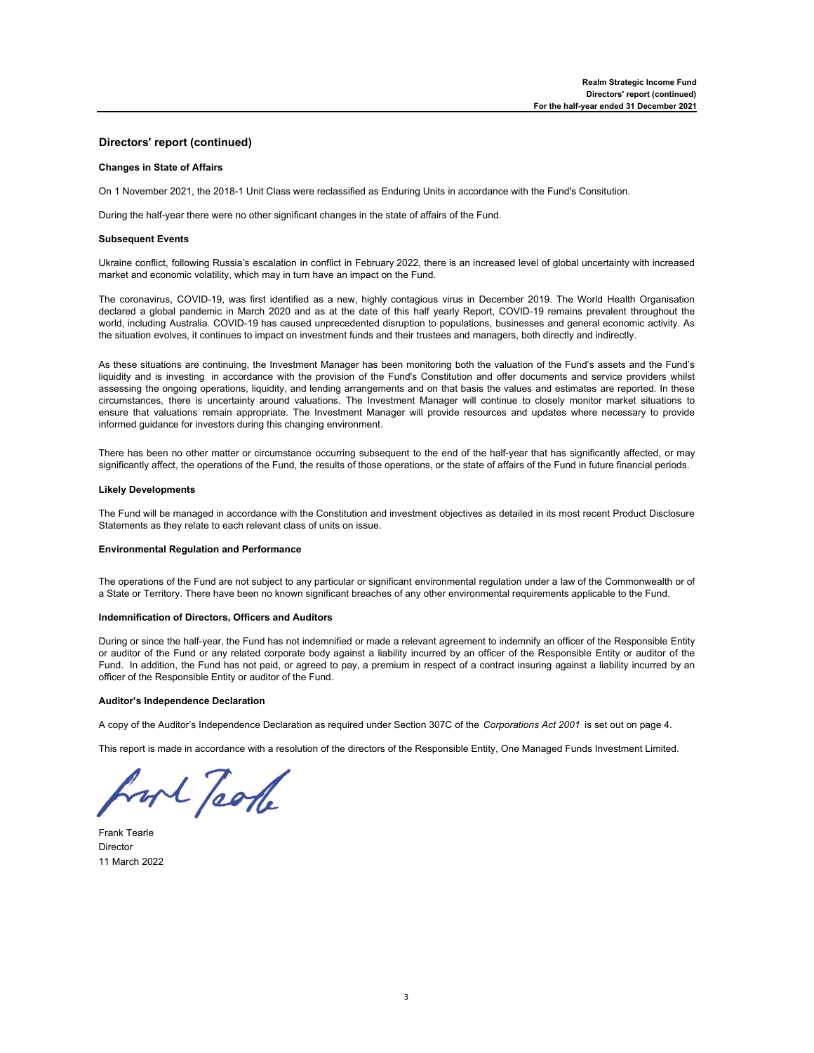## Directors' report (continued)

**Changes in State of Affairs**

On 1 November 2021, the 2018-1 Unit Class were reclassified as Enduring Units in accordance with the Fund's Consitution.

During the half-year there were no other significant changes in the state of affairs of the Fund.

**Subsequent Events**

Ukraine conflict, following Russia's escalation in conflict in February 2022, there is an increased level of global uncertainty with increased market and economic volatility, which may in turn have an impact on the Fund.

The coronavirus, COVID-19, was first identified as a new, highly contagious virus in December 2019. The World Health Organisation declared a global pandemic in March 2020 and as at the date of this half yearly Report, COVID-19 remains prevalent throughout the world, including Australia. COVID-19 has caused unprecedented disruption to populations, businesses and general economic activity. As the situation evolves, it continues to impact on investment funds and their trustees and managers, both directly and indirectly.

As these situations are continuing, the Investment Manager has been monitoring both the valuation of the Fund's assets and the Fund's liquidity and is investing in accordance with the provision of the Fund's Constitution and offer documents and service providers whilst assessing the ongoing operations, liquidity, and lending arrangements and on that basis the values and estimates are reported. In these circumstances, there is uncertainty around valuations. The Investment Manager will continue to closely monitor market situations to ensure that valuations remain appropriate. The Investment Manager will provide resources and updates where necessary to provide informed guidance for investors during this changing environment.

There has been no other matter or circumstance occurring subsequent to the end of the half-year that has significantly affected, or may significantly affect, the operations of the Fund, the results of those operations, or the state of affairs of the Fund in future financial periods.

**Likely Developments**

The Fund will be managed in accordance with the Constitution and investment objectives as detailed in its most recent Product Disclosure Statements as they relate to each relevant class of units on issue.

**Environmental Regulation and Performance**

The operations of the Fund are not subject to any particular or significant environmental regulation under a law of the Commonwealth or of a State or Territory. There have been no known significant breaches of any other environmental requirements applicable to the Fund.

**Indemnification of Directors, Officers and Auditors**

During or since the half-year, the Fund has not indemnified or made a relevant agreement to indemnify an officer of the Responsible Entity or auditor of the Fund or any related corporate body against a liability incurred by an officer of the Responsible Entity or auditor of the Fund. In addition, the Fund has not paid, or agreed to pay, a premium in respect of a contract insuring against a liability incurred by an officer of the Responsible Entity or auditor of the Fund.

**Auditor's Independence Declaration**

A copy of the Auditor's Independence Declaration as required under Section 307C of the *Corporations Act 2001* is set out on page 4.

This report is made in accordance with a resolution of the directors of the Responsible Entity, One Managed Funds Investment Limited.

Frank Tearle
Director
11 March 2022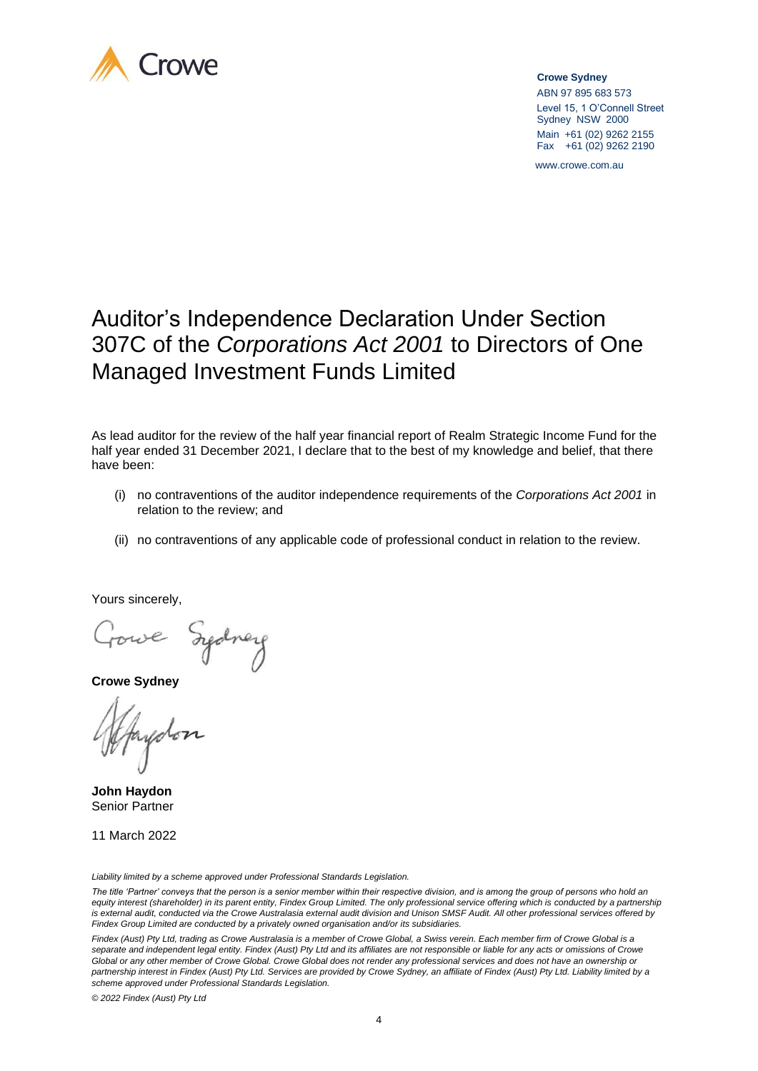**Crowe Sydney**
ABN 97 895 683 573
Level 15, 1 O'Connell Street
Sydney NSW 2000
Main +61 (02) 9262 2155
Fax +61 (02) 9262 2190

www.crowe.com.au

# Auditor's Independence Declaration Under Section 307C of the *Corporations Act 2001* to Directors of One Managed Investment Funds Limited

As lead auditor for the review of the half year financial report of Realm Strategic Income Fund for the half year ended 31 December 2021, I declare that to the best of my knowledge and belief, that there have been:

(i) no contraventions of the auditor independence requirements of the *Corporations Act 2001* in relation to the review; and

(ii) no contraventions of any applicable code of professional conduct in relation to the review.

Yours sincerely,

**Crowe Sydney**

**John Haydon**
Senior Partner

11 March 2022

*Liability limited by a scheme approved under Professional Standards Legislation.*

*The title 'Partner' conveys that the person is a senior member within their respective division, and is among the group of persons who hold an equity interest (shareholder) in its parent entity, Findex Group Limited. The only professional service offering which is conducted by a partnership is external audit, conducted via the Crowe Australasia external audit division and Unison SMSF Audit. All other professional services offered by Findex Group Limited are conducted by a privately owned organisation and/or its subsidiaries.*

*Findex (Aust) Pty Ltd, trading as Crowe Australasia is a member of Crowe Global, a Swiss verein. Each member firm of Crowe Global is a separate and independent legal entity. Findex (Aust) Pty Ltd and its affiliates are not responsible or liable for any acts or omissions of Crowe Global or any other member of Crowe Global. Crowe Global does not render any professional services and does not have an ownership or partnership interest in Findex (Aust) Pty Ltd. Services are provided by Crowe Sydney, an affiliate of Findex (Aust) Pty Ltd. Liability limited by a scheme approved under Professional Standards Legislation.*

*© 2022 Findex (Aust) Pty Ltd*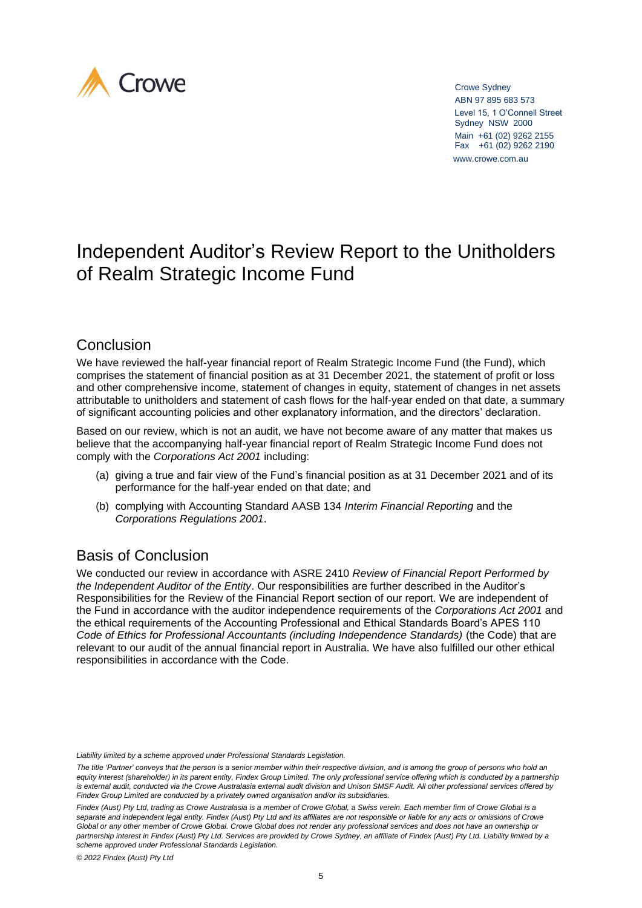Crowe Sydney
ABN 97 895 683 573
Level 15, 1 O'Connell Street
Sydney NSW 2000
Main +61 (02) 9262 2155
Fax +61 (02) 9262 2190
www.crowe.com.au

# Independent Auditor's Review Report to the Unitholders of Realm Strategic Income Fund

## Conclusion

We have reviewed the half-year financial report of Realm Strategic Income Fund (the Fund), which comprises the statement of financial position as at 31 December 2021, the statement of profit or loss and other comprehensive income, statement of changes in equity, statement of changes in net assets attributable to unitholders and statement of cash flows for the half-year ended on that date, a summary of significant accounting policies and other explanatory information, and the directors' declaration.

Based on our review, which is not an audit, we have not become aware of any matter that makes us believe that the accompanying half-year financial report of Realm Strategic Income Fund does not comply with the *Corporations Act 2001* including:

(a) giving a true and fair view of the Fund's financial position as at 31 December 2021 and of its performance for the half-year ended on that date; and

(b) complying with Accounting Standard AASB 134 *Interim Financial Reporting* and the *Corporations Regulations 2001*.

## Basis of Conclusion

We conducted our review in accordance with ASRE 2410 *Review of Financial Report Performed by the Independent Auditor of the Entity*. Our responsibilities are further described in the Auditor's Responsibilities for the Review of the Financial Report section of our report. We are independent of the Fund in accordance with the auditor independence requirements of the *Corporations Act 2001* and the ethical requirements of the Accounting Professional and Ethical Standards Board's APES 110 *Code of Ethics for Professional Accountants (including Independence Standards)* (the Code) that are relevant to our audit of the annual financial report in Australia. We have also fulfilled our other ethical responsibilities in accordance with the Code.

*Liability limited by a scheme approved under Professional Standards Legislation.*

*The title 'Partner' conveys that the person is a senior member within their respective division, and is among the group of persons who hold an equity interest (shareholder) in its parent entity, Findex Group Limited. The only professional service offering which is conducted by a partnership is external audit, conducted via the Crowe Australasia external audit division and Unison SMSF Audit. All other professional services offered by Findex Group Limited are conducted by a privately owned organisation and/or its subsidiaries.*

*Findex (Aust) Pty Ltd, trading as Crowe Australasia is a member of Crowe Global, a Swiss verein. Each member firm of Crowe Global is a separate and independent legal entity. Findex (Aust) Pty Ltd and its affiliates are not responsible or liable for any acts or omissions of Crowe Global or any other member of Crowe Global. Crowe Global does not render any professional services and does not have an ownership or partnership interest in Findex (Aust) Pty Ltd. Services are provided by Crowe Sydney, an affiliate of Findex (Aust) Pty Ltd. Liability limited by a scheme approved under Professional Standards Legislation.*

*© 2022 Findex (Aust) Pty Ltd*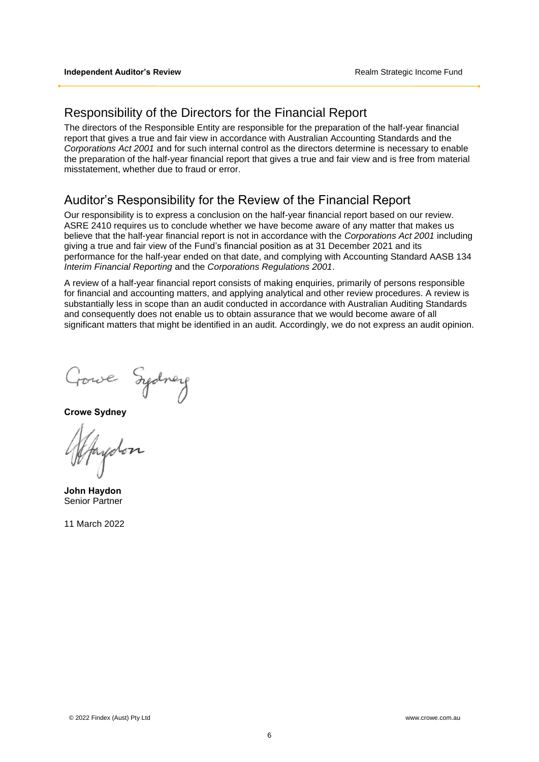## Responsibility of the Directors for the Financial Report

The directors of the Responsible Entity are responsible for the preparation of the half-year financial report that gives a true and fair view in accordance with Australian Accounting Standards and the *Corporations Act 2001* and for such internal control as the directors determine is necessary to enable the preparation of the half-year financial report that gives a true and fair view and is free from material misstatement, whether due to fraud or error.

## Auditor's Responsibility for the Review of the Financial Report

Our responsibility is to express a conclusion on the half-year financial report based on our review. ASRE 2410 requires us to conclude whether we have become aware of any matter that makes us believe that the half-year financial report is not in accordance with the *Corporations Act 2001* including giving a true and fair view of the Fund's financial position as at 31 December 2021 and its performance for the half-year ended on that date, and complying with Accounting Standard AASB 134 *Interim Financial Reporting* and the *Corporations Regulations 2001*.

A review of a half-year financial report consists of making enquiries, primarily of persons responsible for financial and accounting matters, and applying analytical and other review procedures. A review is substantially less in scope than an audit conducted in accordance with Australian Auditing Standards and consequently does not enable us to obtain assurance that we would become aware of all significant matters that might be identified in an audit. Accordingly, we do not express an audit opinion.

Crowe Sydney

**Crowe Sydney**

J Haydon

**John Haydon**
Senior Partner

11 March 2022

© 2022 Findex (Aust) Pty Ltd www.crowe.com.au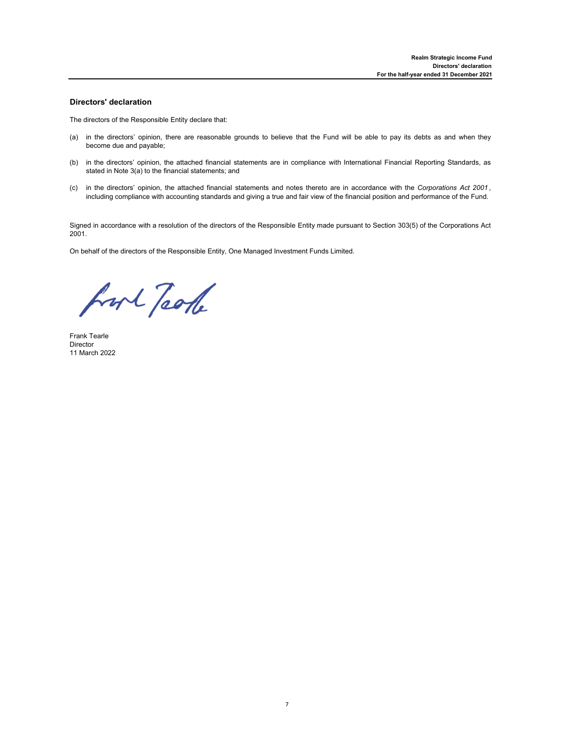## Directors' declaration

The directors of the Responsible Entity declare that:

(a) in the directors' opinion, there are reasonable grounds to believe that the Fund will be able to pay its debts as and when they become due and payable;

(b) in the directors' opinion, the attached financial statements are in compliance with International Financial Reporting Standards, as stated in Note 3(a) to the financial statements; and

(c) in the directors' opinion, the attached financial statements and notes thereto are in accordance with the *Corporations Act 2001*, including compliance with accounting standards and giving a true and fair view of the financial position and performance of the Fund.

Signed in accordance with a resolution of the directors of the Responsible Entity made pursuant to Section 303(5) of the Corporations Act 2001.

On behalf of the directors of the Responsible Entity, One Managed Investment Funds Limited.

Frank Tearle
Director
11 March 2022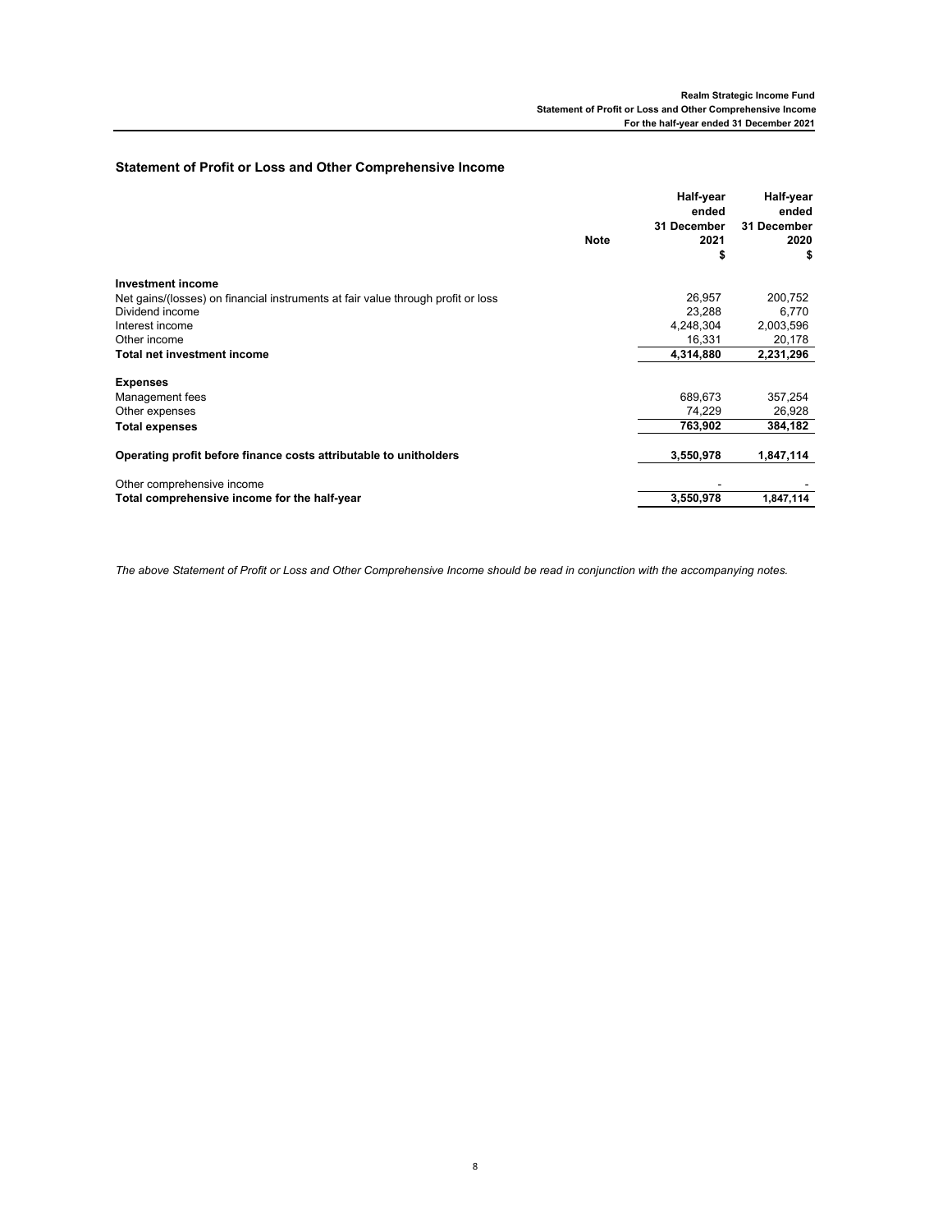## Statement of Profit or Loss and Other Comprehensive Income

| | Note | Half-year ended 31 December 2021 $ | Half-year ended 31 December 2020 $ |
|---|---|---|---|
| **Investment income** | | | |
| Net gains/(losses) on financial instruments at fair value through profit or loss | | 26,957 | 200,752 |
| Dividend income | | 23,288 | 6,770 |
| Interest income | | 4,248,304 | 2,003,596 |
| Other income | | 16,331 | 20,178 |
| **Total net investment income** | | **4,314,880** | **2,231,296** |
| | | | |
| **Expenses** | | | |
| Management fees | | 689,673 | 357,254 |
| Other expenses | | 74,229 | 26,928 |
| **Total expenses** | | **763,902** | **384,182** |
| | | | |
| **Operating profit before finance costs attributable to unitholders** | | **3,550,978** | **1,847,114** |
| | | | |
| Other comprehensive income | | - | - |
| **Total comprehensive income for the half-year** | | **3,550,978** | **1,847,114** |

*The above Statement of Profit or Loss and Other Comprehensive Income should be read in conjunction with the accompanying notes.*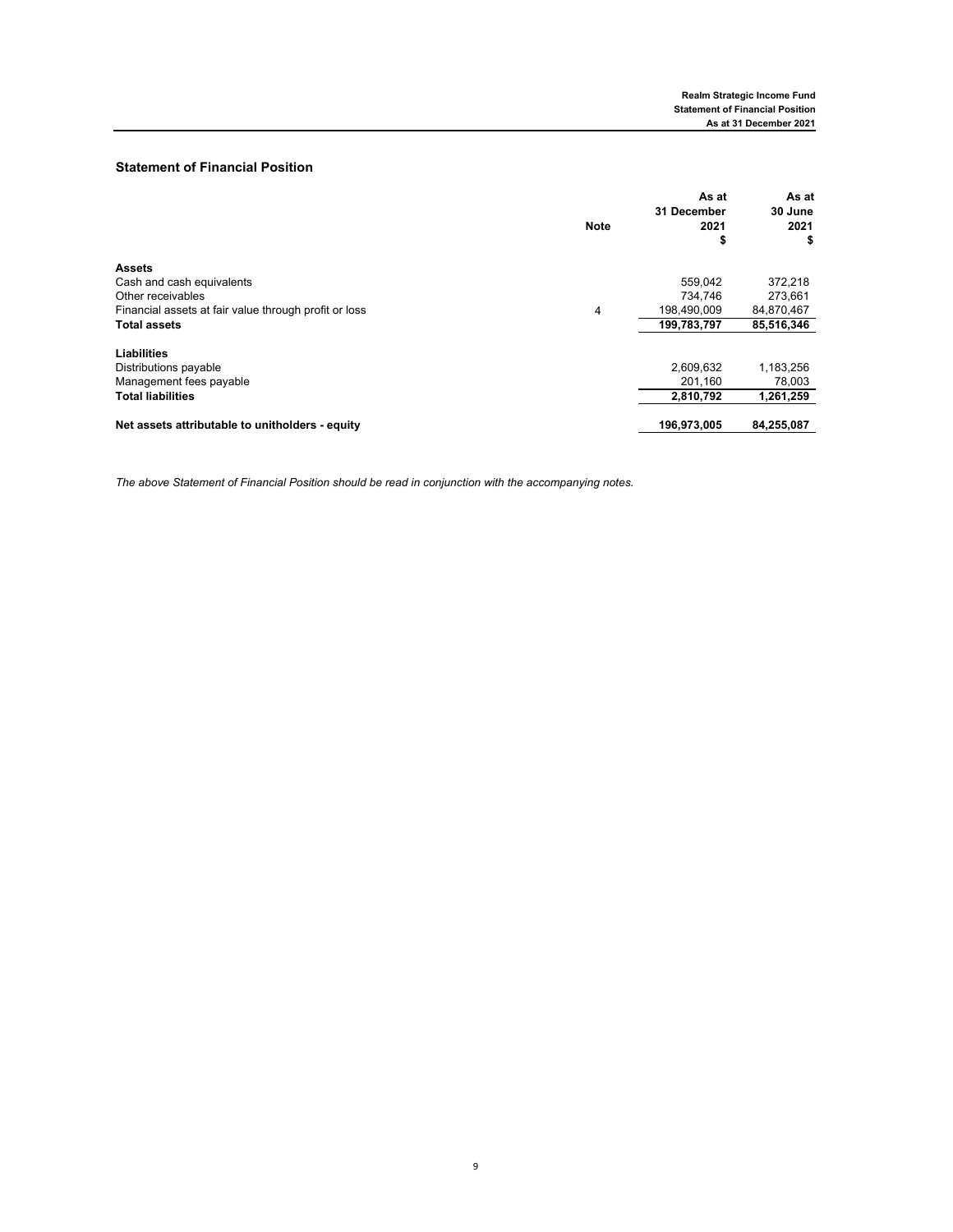## Statement of Financial Position

| | Note | As at 31 December 2021 $ | As at 30 June 2021 $ |
|---|---|---|---|
| **Assets** | | | |
| Cash and cash equivalents | | 559,042 | 372,218 |
| Other receivables | | 734,746 | 273,661 |
| Financial assets at fair value through profit or loss | 4 | 198,490,009 | 84,870,467 |
| **Total assets** | | **199,783,797** | **85,516,346** |
| **Liabilities** | | | |
| Distributions payable | | 2,609,632 | 1,183,256 |
| Management fees payable | | 201,160 | 78,003 |
| **Total liabilities** | | **2,810,792** | **1,261,259** |
| **Net assets attributable to unitholders - equity** | | **196,973,005** | **84,255,087** |

*The above Statement of Financial Position should be read in conjunction with the accompanying notes.*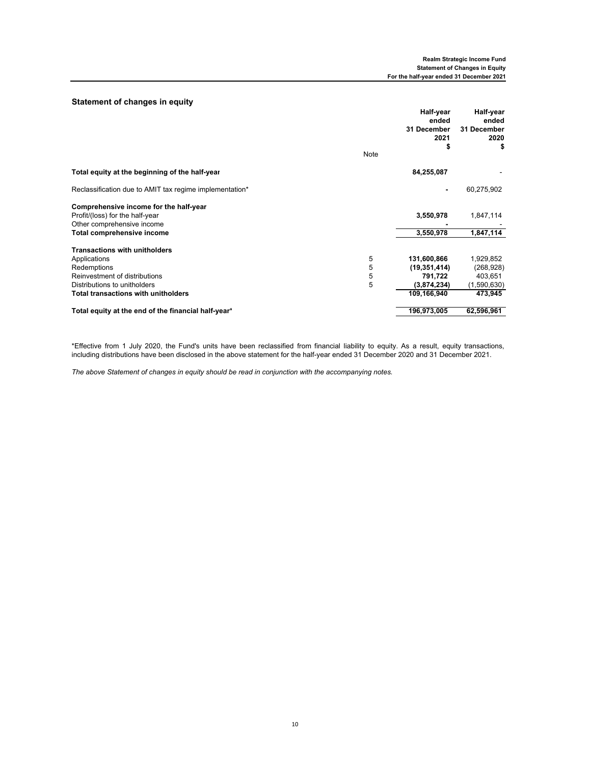## Statement of changes in equity

| | Note | Half-year ended 31 December 2021 $ | Half-year ended 31 December 2020 $ |
|---|---|---|---|
| **Total equity at the beginning of the half-year** | | **84,255,087** | - |
| Reclassification due to AMIT tax regime implementation* | | **-** | 60,275,902 |
| **Comprehensive income for the half-year** | | | |
| Profit/(loss) for the half-year | | **3,550,978** | 1,847,114 |
| Other comprehensive income | | **-** | - |
| **Total comprehensive income** | | **3,550,978** | **1,847,114** |
| **Transactions with unitholders** | | | |
| Applications | 5 | **131,600,866** | 1,929,852 |
| Redemptions | 5 | **(19,351,414)** | (268,928) |
| Reinvestment of distributions | 5 | **791,722** | 403,651 |
| Distributions to unitholders | 5 | **(3,874,234)** | (1,590,630) |
| **Total transactions with unitholders** | | **109,166,940** | **473,945** |
| **Total equity at the end of the financial half-year*** | | **196,973,005** | **62,596,961** |

*Effective from 1 July 2020, the Fund's units have been reclassified from financial liability to equity. As a result, equity transactions, including distributions have been disclosed in the above statement for the half-year ended 31 December 2020 and 31 December 2021.

*The above Statement of changes in equity should be read in conjunction with the accompanying notes.*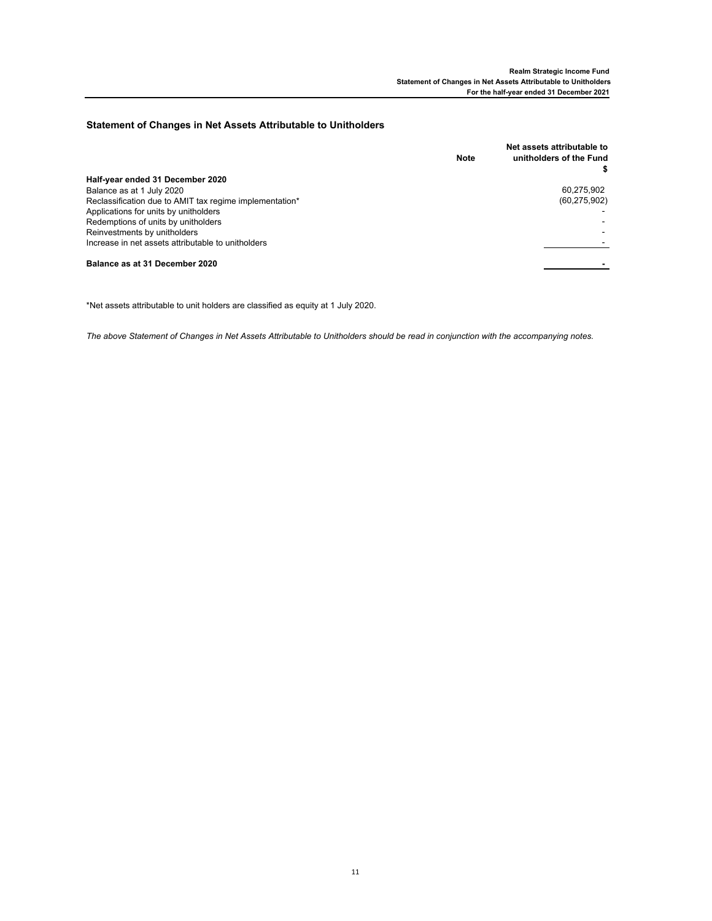## Statement of Changes in Net Assets Attributable to Unitholders

| | Note | Net assets attributable to unitholders of the Fund $ |
|---|---|---|
| **Half-year ended 31 December 2020** | | |
| Balance as at 1 July 2020 | | 60,275,902 |
| Reclassification due to AMIT tax regime implementation* | | (60,275,902) |
| Applications for units by unitholders | | - |
| Redemptions of units by unitholders | | - |
| Reinvestments by unitholders | | - |
| Increase in net assets attributable to unitholders | | - |
| **Balance as at 31 December 2020** | | **-** |

*Net assets attributable to unit holders are classified as equity at 1 July 2020.

*The above Statement of Changes in Net Assets Attributable to Unitholders should be read in conjunction with the accompanying notes.*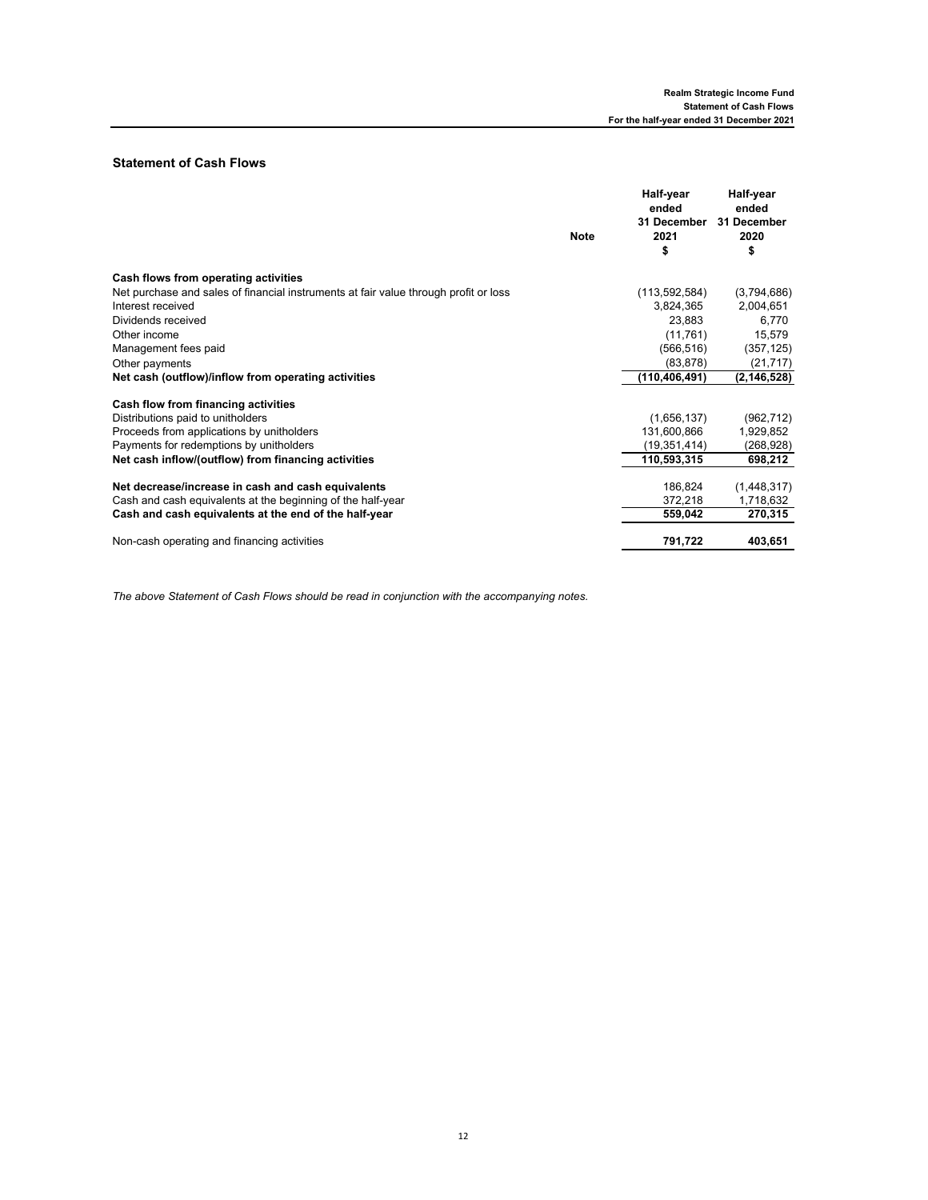## Statement of Cash Flows

| | Note | Half-year ended 31 December 2021 $ | Half-year ended 31 December 2020 $ |
|---|---|---|---|
| **Cash flows from operating activities** | | | |
| Net purchase and sales of financial instruments at fair value through profit or loss | | (113,592,584) | (3,794,686) |
| Interest received | | 3,824,365 | 2,004,651 |
| Dividends received | | 23,883 | 6,770 |
| Other income | | (11,761) | 15,579 |
| Management fees paid | | (566,516) | (357,125) |
| Other payments | | (83,878) | (21,717) |
| **Net cash (outflow)/inflow from operating activities** | | **(110,406,491)** | **(2,146,528)** |
| **Cash flow from financing activities** | | | |
| Distributions paid to unitholders | | (1,656,137) | (962,712) |
| Proceeds from applications by unitholders | | 131,600,866 | 1,929,852 |
| Payments for redemptions by unitholders | | (19,351,414) | (268,928) |
| **Net cash inflow/(outflow) from financing activities** | | **110,593,315** | **698,212** |
| **Net decrease/increase in cash and cash equivalents** | | 186,824 | (1,448,317) |
| Cash and cash equivalents at the beginning of the half-year | | 372,218 | 1,718,632 |
| **Cash and cash equivalents at the end of the half-year** | | **559,042** | **270,315** |
| Non-cash operating and financing activities | | **791,722** | **403,651** |

*The above Statement of Cash Flows should be read in conjunction with the accompanying notes.*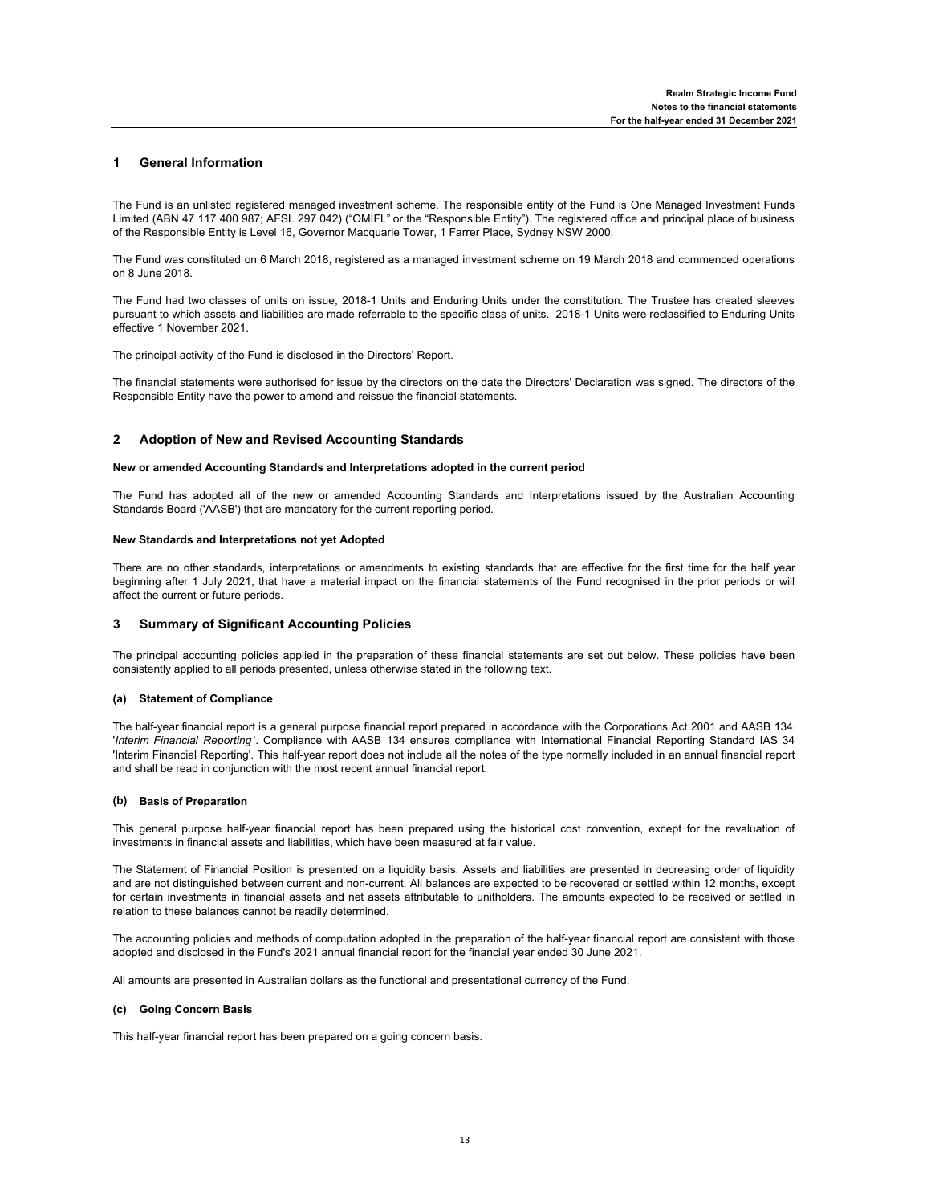## 1 General Information

The Fund is an unlisted registered managed investment scheme. The responsible entity of the Fund is One Managed Investment Funds Limited (ABN 47 117 400 987; AFSL 297 042) ("OMIFL" or the "Responsible Entity"). The registered office and principal place of business of the Responsible Entity is Level 16, Governor Macquarie Tower, 1 Farrer Place, Sydney NSW 2000.

The Fund was constituted on 6 March 2018, registered as a managed investment scheme on 19 March 2018 and commenced operations on 8 June 2018.

The Fund had two classes of units on issue, 2018-1 Units and Enduring Units under the constitution. The Trustee has created sleeves pursuant to which assets and liabilities are made referrable to the specific class of units. 2018-1 Units were reclassified to Enduring Units effective 1 November 2021.

The principal activity of the Fund is disclosed in the Directors' Report.

The financial statements were authorised for issue by the directors on the date the Directors' Declaration was signed. The directors of the Responsible Entity have the power to amend and reissue the financial statements.

## 2 Adoption of New and Revised Accounting Standards

**New or amended Accounting Standards and Interpretations adopted in the current period**

The Fund has adopted all of the new or amended Accounting Standards and Interpretations issued by the Australian Accounting Standards Board ('AASB') that are mandatory for the current reporting period.

**New Standards and Interpretations not yet Adopted**

There are no other standards, interpretations or amendments to existing standards that are effective for the first time for the half year beginning after 1 July 2021, that have a material impact on the financial statements of the Fund recognised in the prior periods or will affect the current or future periods.

## 3 Summary of Significant Accounting Policies

The principal accounting policies applied in the preparation of these financial statements are set out below. These policies have been consistently applied to all periods presented, unless otherwise stated in the following text.

### (a) Statement of Compliance

The half-year financial report is a general purpose financial report prepared in accordance with the Corporations Act 2001 and AASB 134 '*Interim Financial Reporting*'. Compliance with AASB 134 ensures compliance with International Financial Reporting Standard IAS 34 'Interim Financial Reporting'. This half-year report does not include all the notes of the type normally included in an annual financial report and shall be read in conjunction with the most recent annual financial report.

### (b) Basis of Preparation

This general purpose half-year financial report has been prepared using the historical cost convention, except for the revaluation of investments in financial assets and liabilities, which have been measured at fair value.

The Statement of Financial Position is presented on a liquidity basis. Assets and liabilities are presented in decreasing order of liquidity and are not distinguished between current and non-current. All balances are expected to be recovered or settled within 12 months, except for certain investments in financial assets and net assets attributable to unitholders. The amounts expected to be received or settled in relation to these balances cannot be readily determined.

The accounting policies and methods of computation adopted in the preparation of the half-year financial report are consistent with those adopted and disclosed in the Fund's 2021 annual financial report for the financial year ended 30 June 2021.

All amounts are presented in Australian dollars as the functional and presentational currency of the Fund.

### (c) Going Concern Basis

This half-year financial report has been prepared on a going concern basis.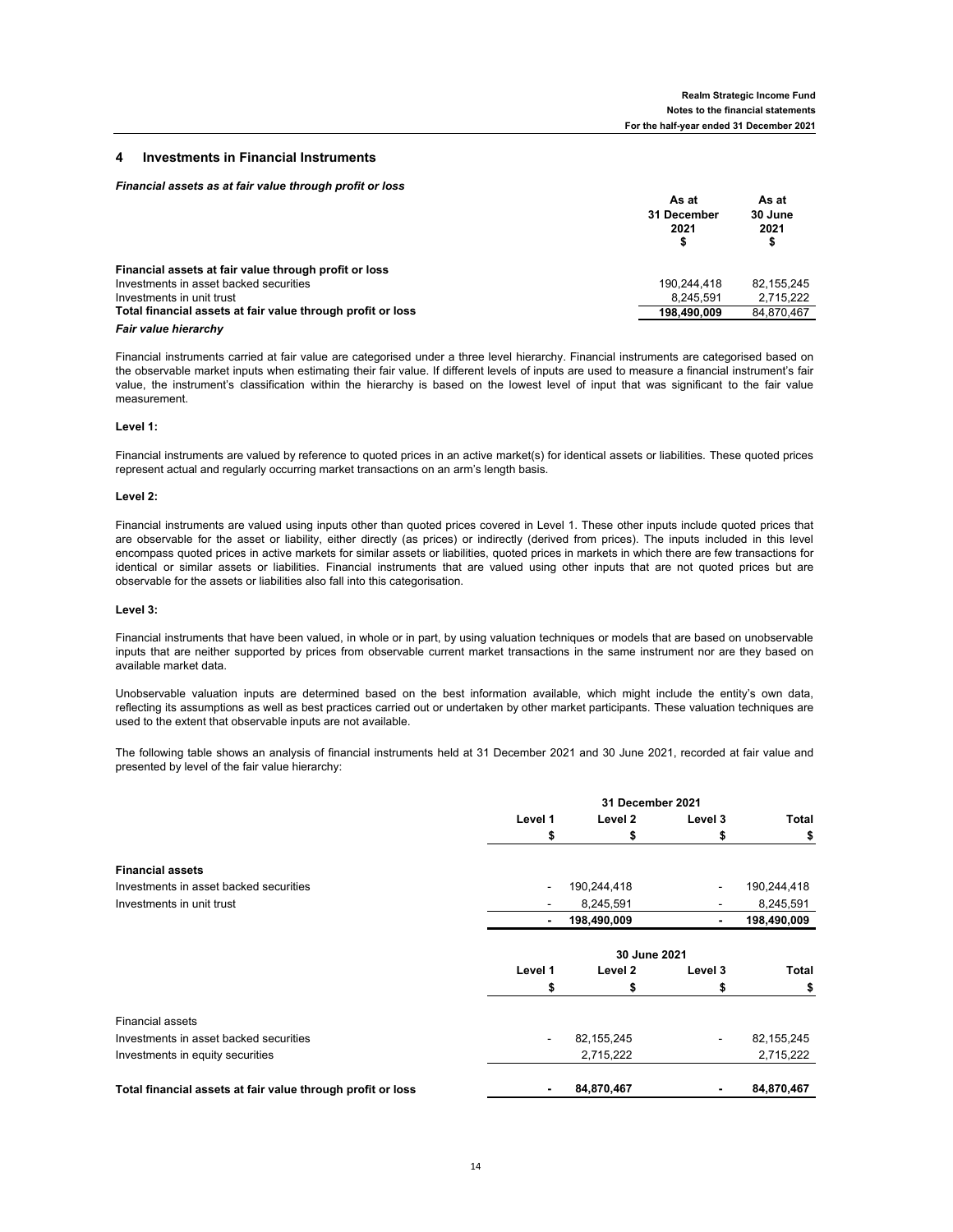## 4 Investments in Financial Instruments

***Financial assets as at fair value through profit or loss***

| | As at 31 December 2021 $ | As at 30 June 2021 $ |
|---|---|---|
| **Financial assets at fair value through profit or loss** | | |
| Investments in asset backed securities | 190,244,418 | 82,155,245 |
| Investments in unit trust | 8,245,591 | 2,715,222 |
| **Total financial assets at fair value through profit or loss** | **198,490,009** | 84,870,467 |

***Fair value hierarchy***

Financial instruments carried at fair value are categorised under a three level hierarchy. Financial instruments are categorised based on the observable market inputs when estimating their fair value. If different levels of inputs are used to measure a financial instrument's fair value, the instrument's classification within the hierarchy is based on the lowest level of input that was significant to the fair value measurement.

**Level 1:**

Financial instruments are valued by reference to quoted prices in an active market(s) for identical assets or liabilities. These quoted prices represent actual and regularly occurring market transactions on an arm's length basis.

**Level 2:**

Financial instruments are valued using inputs other than quoted prices covered in Level 1. These other inputs include quoted prices that are observable for the asset or liability, either directly (as prices) or indirectly (derived from prices). The inputs included in this level encompass quoted prices in active markets for similar assets or liabilities, quoted prices in markets in which there are few transactions for identical or similar assets or liabilities. Financial instruments that are valued using other inputs that are not quoted prices but are observable for the assets or liabilities also fall into this categorisation.

**Level 3:**

Financial instruments that have been valued, in whole or in part, by using valuation techniques or models that are based on unobservable inputs that are neither supported by prices from observable current market transactions in the same instrument nor are they based on available market data.

Unobservable valuation inputs are determined based on the best information available, which might include the entity's own data, reflecting its assumptions as well as best practices carried out or undertaken by other market participants. These valuation techniques are used to the extent that observable inputs are not available.

The following table shows an analysis of financial instruments held at 31 December 2021 and 30 June 2021, recorded at fair value and presented by level of the fair value hierarchy:

| | 31 December 2021 | | | |
|---|---|---|---|---|
| | **Level 1** | **Level 2** | **Level 3** | **Total** |
| | **$** | **$** | **$** | **$** |
| **Financial assets** | | | | |
| Investments in asset backed securities | - | 190,244,418 | - | 190,244,418 |
| Investments in unit trust | - | 8,245,591 | - | 8,245,591 |
| | **-** | **198,490,009** | **-** | **198,490,009** |

| | 30 June 2021 | | | |
|---|---|---|---|---|
| | **Level 1** | **Level 2** | **Level 3** | **Total** |
| | **$** | **$** | **$** | **$** |
| Financial assets | | | | |
| Investments in asset backed securities | - | 82,155,245 | - | 82,155,245 |
| Investments in equity securities | | 2,715,222 | | 2,715,222 |
| **Total financial assets at fair value through profit or loss** | **-** | **84,870,467** | **-** | **84,870,467** |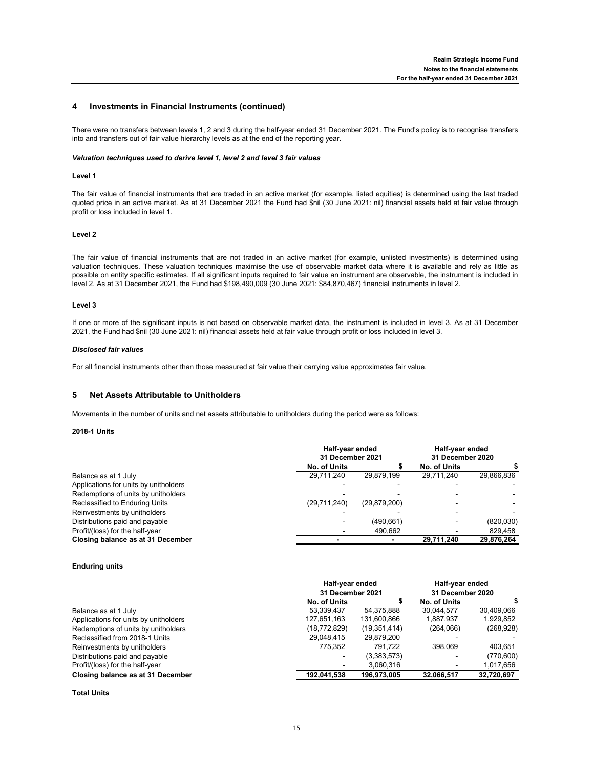## 4 Investments in Financial Instruments (continued)

There were no transfers between levels 1, 2 and 3 during the half-year ended 31 December 2021. The Fund's policy is to recognise transfers into and transfers out of fair value hierarchy levels as at the end of the reporting year.

***Valuation techniques used to derive level 1, level 2 and level 3 fair values***

**Level 1**

The fair value of financial instruments that are traded in an active market (for example, listed equities) is determined using the last traded quoted price in an active market. As at 31 December 2021 the Fund had $nil (30 June 2021: nil) financial assets held at fair value through profit or loss included in level 1.

**Level 2**

The fair value of financial instruments that are not traded in an active market (for example, unlisted investments) is determined using valuation techniques. These valuation techniques maximise the use of observable market data where it is available and rely as little as possible on entity specific estimates. If all significant inputs required to fair value an instrument are observable, the instrument is included in level 2. As at 31 December 2021, the Fund had $198,490,009 (30 June 2021: $84,870,467) financial instruments in level 2.

**Level 3**

If one or more of the significant inputs is not based on observable market data, the instrument is included in level 3. As at 31 December 2021, the Fund had $nil (30 June 2021: nil) financial assets held at fair value through profit or loss included in level 3.

***Disclosed fair values***

For all financial instruments other than those measured at fair value their carrying value approximates fair value.

## 5 Net Assets Attributable to Unitholders

Movements in the number of units and net assets attributable to unitholders during the period were as follows:

**2018-1 Units**

| | Half-year ended 31 December 2021 | | Half-year ended 31 December 2020 | |
|---|---|---|---|---|
| | No. of Units | $ | No. of Units | $ |
| Balance as at 1 July | 29,711,240 | 29,879,199 | 29,711,240 | 29,866,836 |
| Applications for units by unitholders | - | - | - | - |
| Redemptions of units by unitholders | - | - | - | - |
| Reclassified to Enduring Units | (29,711,240) | (29,879,200) | - | - |
| Reinvestments by unitholders | - | - | - | - |
| Distributions paid and payable | - | (490,661) | - | (820,030) |
| Profit/(loss) for the half-year | - | 490,662 | - | 829,458 |
| **Closing balance as at 31 December** | **-** | **-** | **29,711,240** | **29,876,264** |

**Enduring units**

| | Half-year ended 31 December 2021 | | Half-year ended 31 December 2020 | |
|---|---|---|---|---|
| | No. of Units | $ | No. of Units | $ |
| Balance as at 1 July | 53,339,437 | 54,375,888 | 30,044,577 | 30,409,066 |
| Applications for units by unitholders | 127,651,163 | 131,600,866 | 1,887,937 | 1,929,852 |
| Redemptions of units by unitholders | (18,772,829) | (19,351,414) | (264,066) | (268,928) |
| Reclassified from 2018-1 Units | 29,048,415 | 29,879,200 | - | - |
| Reinvestments by unitholders | 775,352 | 791,722 | 398,069 | 403,651 |
| Distributions paid and payable | - | (3,383,573) | - | (770,600) |
| Profit/(loss) for the half-year | - | 3,060,316 | - | 1,017,656 |
| **Closing balance as at 31 December** | **192,041,538** | **196,973,005** | **32,066,517** | **32,720,697** |

**Total Units**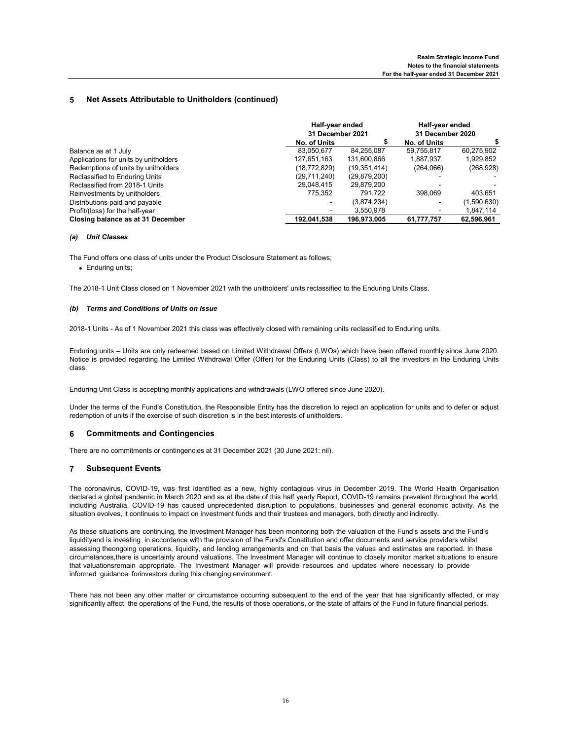## 5 Net Assets Attributable to Unitholders (continued)

| | Half-year ended 31 December 2021 | | Half-year ended 31 December 2020 | |
|---|---|---|---|---|
| | No. of Units | $ | No. of Units | $ |
| Balance as at 1 July | 83,050,677 | 84,255,087 | 59,755,817 | 60,275,902 |
| Applications for units by unitholders | 127,651,163 | 131,600,866 | 1,887,937 | 1,929,852 |
| Redemptions of units by unitholders | (18,772,829) | (19,351,414) | (264,066) | (268,928) |
| Reclassified to Enduring Units | (29,711,240) | (29,879,200) | - | - |
| Reclassified from 2018-1 Units | 29,048,415 | 29,879,200 | - | - |
| Reinvestments by unitholders | 775,352 | 791,722 | 398,069 | 403,651 |
| Distributions paid and payable | - | (3,874,234) | - | (1,590,630) |
| Profit/(loss) for the half-year | - | 3,550,978 | - | 1,847,114 |
| **Closing balance as at 31 December** | **192,041,538** | **196,973,005** | **61,777,757** | **62,596,961** |

### *(a) Unit Classes*

The Fund offers one class of units under the Product Disclosure Statement as follows;

- Enduring units;

The 2018-1 Unit Class closed on 1 November 2021 with the unitholders' units reclassified to the Enduring Units Class.

### *(b) Terms and Conditions of Units on Issue*

2018-1 Units - As of 1 November 2021 this class was effectively closed with remaining units reclassified to Enduring units.

Enduring units – Units are only redeemed based on Limited Withdrawal Offers (LWOs) which have been offered monthly since June 2020. Notice is provided regarding the Limited Withdrawal Offer (Offer) for the Enduring Units (Class) to all the investors in the Enduring Units class.

Enduring Unit Class is accepting monthly applications and withdrawals (LWO offered since June 2020).

Under the terms of the Fund's Constitution, the Responsible Entity has the discretion to reject an application for units and to defer or adjust redemption of units if the exercise of such discretion is in the best interests of unitholders.

## 6 Commitments and Contingencies

There are no commitments or contingencies at 31 December 2021 (30 June 2021: nil).

## 7 Subsequent Events

The coronavirus, COVID-19, was first identified as a new, highly contagious virus in December 2019. The World Health Organisation declared a global pandemic in March 2020 and as at the date of this half yearly Report, COVID-19 remains prevalent throughout the world, including Australia. COVID-19 has caused unprecedented disruption to populations, businesses and general economic activity. As the situation evolves, it continues to impact on investment funds and their trustees and managers, both directly and indirectly.

As these situations are continuing, the Investment Manager has been monitoring both the valuation of the Fund's assets and the Fund's liquidityand is investing in accordance with the provision of the Fund's Constitution and offer documents and service providers whilst assessing theongoing operations, liquidity, and lending arrangements and on that basis the values and estimates are reported. In these circumstances,there is uncertainty around valuations. The Investment Manager will continue to closely monitor market situations to ensure that valuationsremain appropriate. The Investment Manager will provide resources and updates where necessary to provide informed guidance forinvestors during this changing environment.

There has not been any other matter or circumstance occurring subsequent to the end of the year that has significantly affected, or may significantly affect, the operations of the Fund, the results of those operations, or the state of affairs of the Fund in future financial periods.